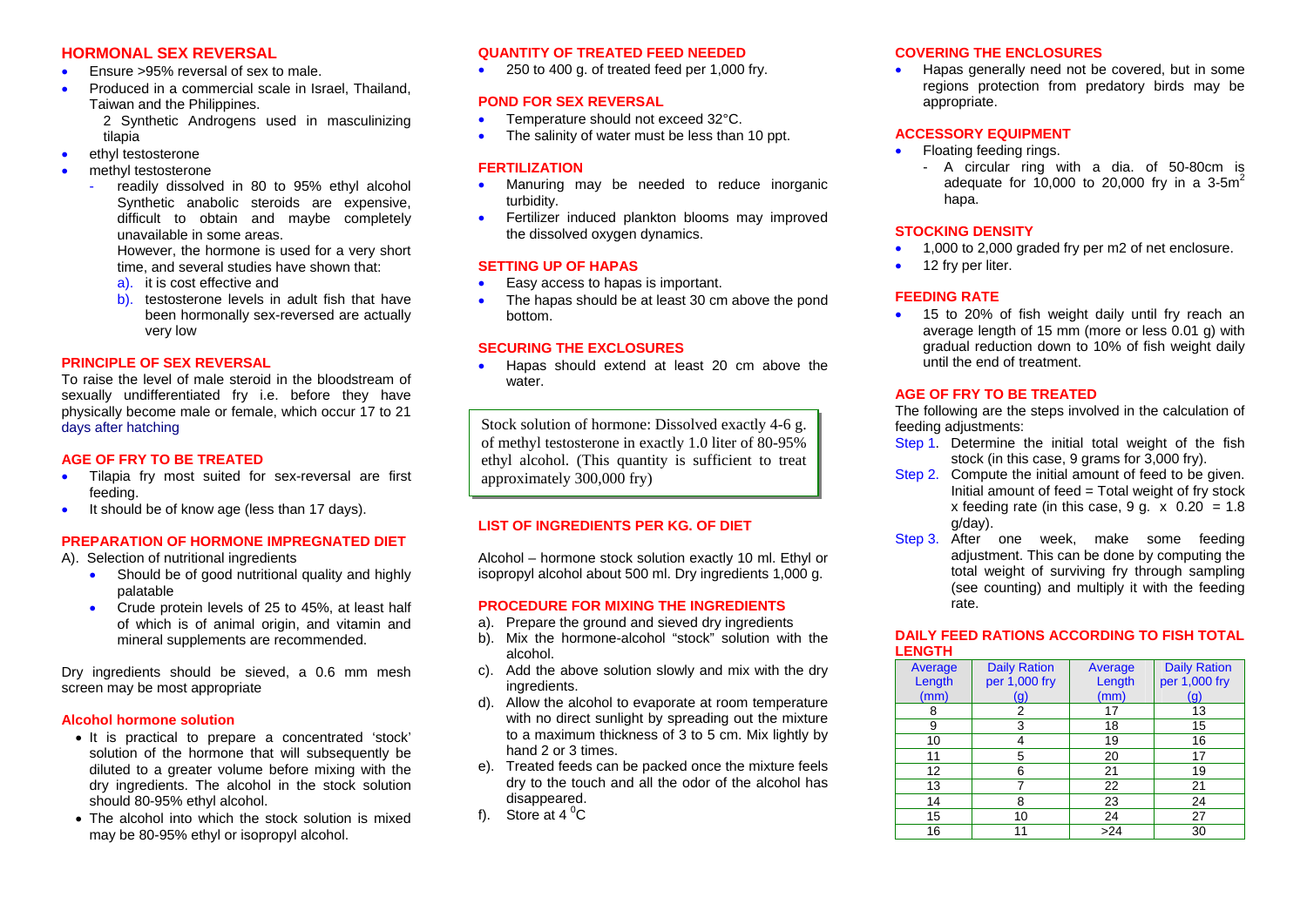## HORMONAL SEX REVERSAL

- Ensure >95% reversal of sex to male.
- Produced in a commercial scale in Israel, Thailand, Taiwan and the Philippines.

  2 Synthetic Androgens used in masculinizing tilapia
- ethyl testosterone
- methyl testosterone
  - readily dissolved in 80 to 95% ethyl alcohol Synthetic anabolic steroids are expensive, difficult to obtain and maybe completely unavailable in some areas.

    However, the hormone is used for a very short time, and several studies have shown that:

    a). it is cost effective and

    b). testosterone levels in adult fish that have been hormonally sex-reversed are actually very low

## PRINCIPLE OF SEX REVERSAL

To raise the level of male steroid in the bloodstream of sexually undifferentiated fry i.e. before they have physically become male or female, which occur 17 to 21 days after hatching

## AGE OF FRY TO BE TREATED

- Tilapia fry most suited for sex-reversal are first feeding.
- It should be of know age (less than 17 days).

## PREPARATION OF HORMONE IMPREGNATED DIET

A). Selection of nutritional ingredients

- Should be of good nutritional quality and highly palatable
- Crude protein levels of 25 to 45%, at least half of which is of animal origin, and vitamin and mineral supplements are recommended.

Dry ingredients should be sieved, a 0.6 mm mesh screen may be most appropriate

### Alcohol hormone solution

- It is practical to prepare a concentrated 'stock' solution of the hormone that will subsequently be diluted to a greater volume before mixing with the dry ingredients. The alcohol in the stock solution should 80-95% ethyl alcohol.
- The alcohol into which the stock solution is mixed may be 80-95% ethyl or isopropyl alcohol.

## QUANTITY OF TREATED FEED NEEDED

- 250 to 400 g. of treated feed per 1,000 fry.

## POND FOR SEX REVERSAL

- Temperature should not exceed 32°C.
- The salinity of water must be less than 10 ppt.

## FERTILIZATION

- Manuring may be needed to reduce inorganic turbidity.
- Fertilizer induced plankton blooms may improved the dissolved oxygen dynamics.

## SETTING UP OF HAPAS

- Easy access to hapas is important.
- The hapas should be at least 30 cm above the pond bottom.

## SECURING THE EXCLOSURES

- Hapas should extend at least 20 cm above the water.

> Stock solution of hormone: Dissolved exactly 4-6 g. of methyl testosterone in exactly 1.0 liter of 80-95% ethyl alcohol. (This quantity is sufficient to treat approximately 300,000 fry)

## LIST OF INGREDIENTS PER KG. OF DIET

Alcohol – hormone stock solution exactly 10 ml. Ethyl or isopropyl alcohol about 500 ml. Dry ingredients 1,000 g.

## PROCEDURE FOR MIXING THE INGREDIENTS

a). Prepare the ground and sieved dry ingredients

b). Mix the hormone-alcohol "stock" solution with the alcohol.

c). Add the above solution slowly and mix with the dry ingredients.

d). Allow the alcohol to evaporate at room temperature with no direct sunlight by spreading out the mixture to a maximum thickness of 3 to 5 cm. Mix lightly by hand 2 or 3 times.

e). Treated feeds can be packed once the mixture feels dry to the touch and all the odor of the alcohol has disappeared.

f). Store at 4 $^0$C

## COVERING THE ENCLOSURES

- Hapas generally need not be covered, but in some regions protection from predatory birds may be appropriate.

## ACCESSORY EQUIPMENT

- Floating feeding rings.
  - A circular ring with a dia. of 50-80cm is adequate for 10,000 to 20,000 fry in a 3-5m$^2$ hapa.

## STOCKING DENSITY

- 1,000 to 2,000 graded fry per m2 of net enclosure.
- 12 fry per liter.

## FEEDING RATE

- 15 to 20% of fish weight daily until fry reach an average length of 15 mm (more or less 0.01 g) with gradual reduction down to 10% of fish weight daily until the end of treatment.

## AGE OF FRY TO BE TREATED

The following are the steps involved in the calculation of feeding adjustments:

Step 1. Determine the initial total weight of the fish stock (in this case, 9 grams for 3,000 fry).

Step 2. Compute the initial amount of feed to be given. Initial amount of feed = Total weight of fry stock x feeding rate (in this case, 9 g. x 0.20 = 1.8 g/day).

Step 3. After one week, make some feeding adjustment. This can be done by computing the total weight of surviving fry through sampling (see counting) and multiply it with the feeding rate.

## DAILY FEED RATIONS ACCORDING TO FISH TOTAL LENGTH

| Average Length (mm) | Daily Ration per 1,000 fry (g) | Average Length (mm) | Daily Ration per 1,000 fry (g) |
|---|---|---|---|
| 8 | 2 | 17 | 13 |
| 9 | 3 | 18 | 15 |
| 10 | 4 | 19 | 16 |
| 11 | 5 | 20 | 17 |
| 12 | 6 | 21 | 19 |
| 13 | 7 | 22 | 21 |
| 14 | 8 | 23 | 24 |
| 15 | 10 | 24 | 27 |
| 16 | 11 | >24 | 30 |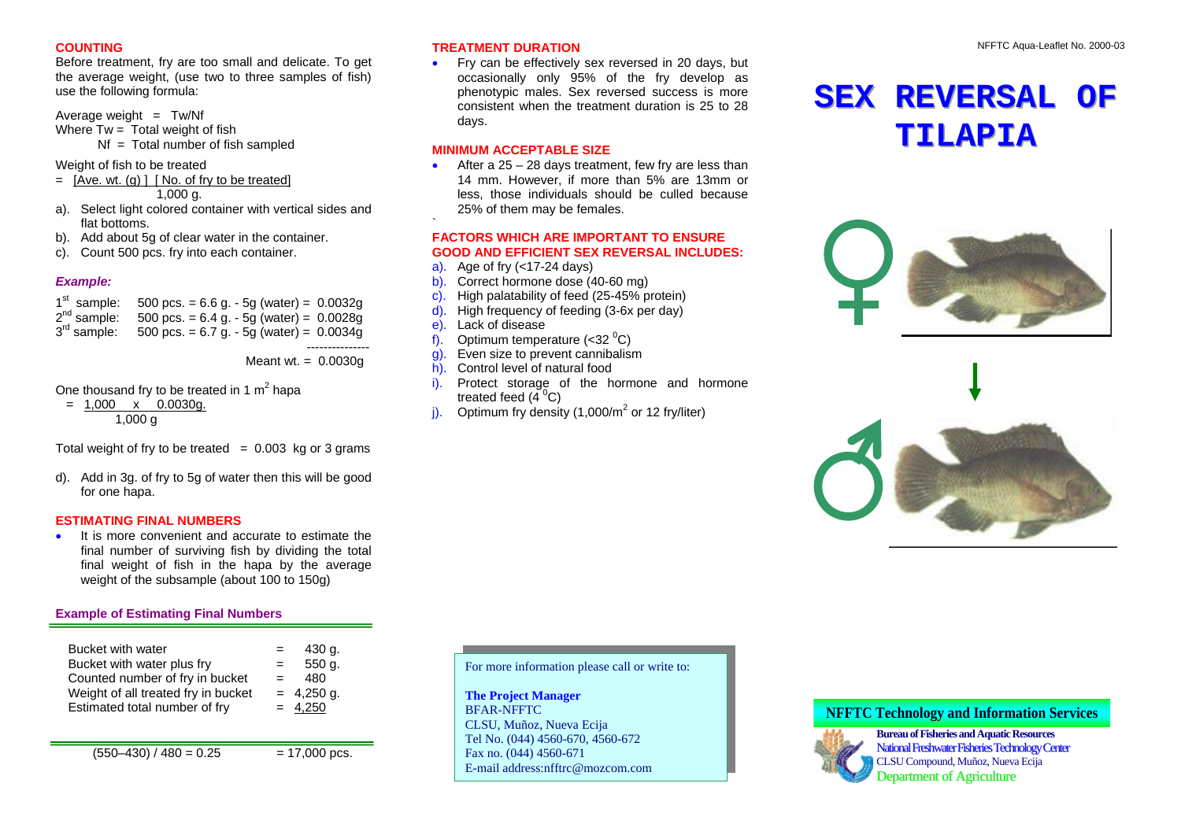## COUNTING

Before treatment, fry are too small and delicate. To get the average weight, (use two to three samples of fish) use the following formula:

Average weight = Tw/Nf
Where Tw = Total weight of fish
Nf = Total number of fish sampled

Weight of fish to be treated

$$= \frac{[\text{Ave. wt. (g)}]\ [\text{No. of fry to be treated}]}{1{,}000\text{ g.}}$$

a). Select light colored container with vertical sides and flat bottoms.
b). Add about 5g of clear water in the container.
c). Count 500 pcs. fry into each container.

### *Example:*

| | | |
|---|---|---|
| $1^{st}$ sample: | 500 pcs. = 6.6 g. - 5g (water) = | 0.0032g |
| $2^{nd}$ sample: | 500 pcs. = 6.4 g. - 5g (water) = | 0.0028g |
| $3^{rd}$ sample: | 500 pcs. = 6.7 g. - 5g (water) = | 0.0034g |
| | Meant wt. = | 0.0030g |

One thousand fry to be treated in 1 $m^2$ hapa

$$= \frac{1{,}000 \times 0.0030\text{g.}}{1{,}000\text{ g}}$$

Total weight of fry to be treated = 0.003 kg or 3 grams

d). Add in 3g. of fry to 5g of water then this will be good for one hapa.

## ESTIMATING FINAL NUMBERS

- It is more convenient and accurate to estimate the final number of surviving fish by dividing the total final weight of fish in the hapa by the average weight of the subsample (about 100 to 150g)

### Example of Estimating Final Numbers

| | | |
|---|---|---|
| Bucket with water | = | 430 g. |
| Bucket with water plus fry | = | 550 g. |
| Counted number of fry in bucket | = | 480 |
| Weight of all treated fry in bucket | = | 4,250 g. |
| Estimated total number of fry | = | 4,250 |
| (550–430) / 480 = 0.25 | | = 17,000 pcs. |

## TREATMENT DURATION

- Fry can be effectively sex reversed in 20 days, but occasionally only 95% of the fry develop as phenotypic males. Sex reversed success is more consistent when the treatment duration is 25 to 28 days.

## MINIMUM ACCEPTABLE SIZE

- After a 25 – 28 days treatment, few fry are less than 14 mm. However, if more than 5% are 13mm or less, those individuals should be culled because 25% of them may be females.

## FACTORS WHICH ARE IMPORTANT TO ENSURE GOOD AND EFFICIENT SEX REVERSAL INCLUDES:

a). Age of fry (<17-24 days)
b). Correct hormone dose (40-60 mg)
c). High palatability of feed (25-45% protein)
d). High frequency of feeding (3-6x per day)
e). Lack of disease
f). Optimum temperature (<32 $^0$C)
g). Even size to prevent cannibalism
h). Control level of natural food
i). Protect storage of the hormone and hormone treated feed (4 $^0$C)
j). Optimum fry density (1,000/$m^2$ or 12 fry/liter)

For more information please call or write to:

**The Project Manager**
BFAR-NFFTC
CLSU, Muñoz, Nueva Ecija
Tel No. (044) 4560-670, 4560-672
Fax no. (044) 4560-671
E-mail address:nfftrc@mozcom.com

NFFTC Aqua-Leaflet No. 2000-03

# SEX REVERSAL OF TILAPIA

**NFFTC Technology and Information Services**

**Bureau of Fisheries and Aquatic Resources**
National Freshwater Fisheries Technology Center
CLSU Compound, Muñoz, Nueva Ecija
Department of Agriculture